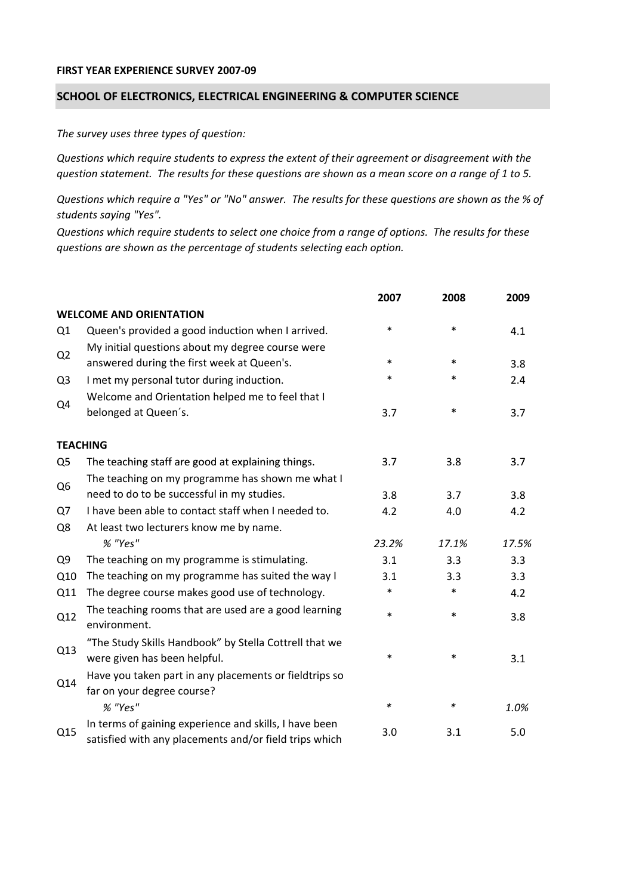**FIRST YEAR EXPERIENCE SURVEY 2007-09**

## SCHOOL OF ELECTRONICS, ELECTRICAL ENGINEERING & COMPUTER SCIENCE

*The survey uses three types of question:*

*Questions which require students to express the extent of their agreement or disagreement with the question statement. The results for these questions are shown as a mean score on a range of 1 to 5.*

*Questions which require a "Yes" or "No" answer. The results for these questions are shown as the % of students saying "Yes".*

*Questions which require students to select one choice from a range of options. The results for these questions are shown as the percentage of students selecting each option.*

| | | 2007 | 2008 | 2009 |
|---|---|---|---|---|
| **WELCOME AND ORIENTATION** | | | | |
| Q1 | Queen's provided a good induction when I arrived. | * | * | 4.1 |
| Q2 | My initial questions about my degree course were answered during the first week at Queen's. | * | * | 3.8 |
| Q3 | I met my personal tutor during induction. | * | * | 2.4 |
| Q4 | Welcome and Orientation helped me to feel that I belonged at Queen´s. | 3.7 | * | 3.7 |
| **TEACHING** | | | | |
| Q5 | The teaching staff are good at explaining things. | 3.7 | 3.8 | 3.7 |
| Q6 | The teaching on my programme has shown me what I need to do to be successful in my studies. | 3.8 | 3.7 | 3.8 |
| Q7 | I have been able to contact staff when I needed to. | 4.2 | 4.0 | 4.2 |
| Q8 | At least two lecturers know me by name. | | | |
| | *% "Yes"* | *23.2%* | *17.1%* | *17.5%* |
| Q9 | The teaching on my programme is stimulating. | 3.1 | 3.3 | 3.3 |
| Q10 | The teaching on my programme has suited the way I | 3.1 | 3.3 | 3.3 |
| Q11 | The degree course makes good use of technology. | * | * | 4.2 |
| Q12 | The teaching rooms that are used are a good learning environment. | * | * | 3.8 |
| Q13 | "The Study Skills Handbook" by Stella Cottrell that we were given has been helpful. | * | * | 3.1 |
| Q14 | Have you taken part in any placements or fieldtrips so far on your degree course? | | | |
| | *% "Yes"* | * | * | *1.0%* |
| Q15 | In terms of gaining experience and skills, I have been satisfied with any placements and/or field trips which | 3.0 | 3.1 | 5.0 |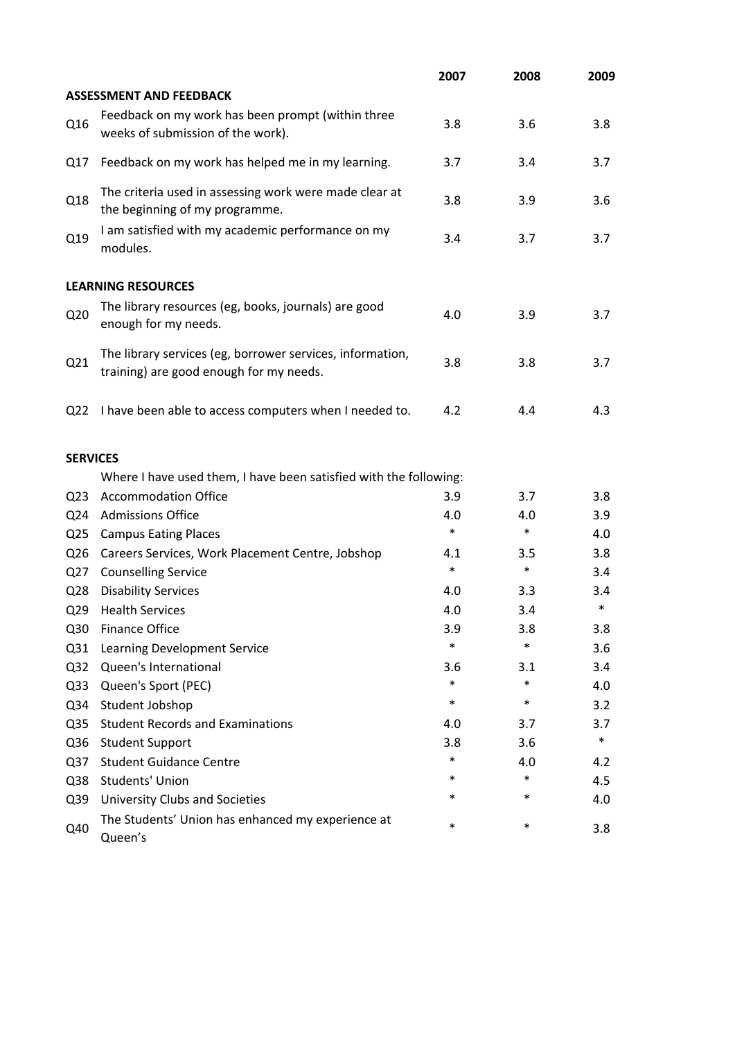| | | 2007 | 2008 | 2009 |
|---|---|---|---|---|
| **ASSESSMENT AND FEEDBACK** | | | | |
| Q16 | Feedback on my work has been prompt (within three weeks of submission of the work). | 3.8 | 3.6 | 3.8 |
| Q17 | Feedback on my work has helped me in my learning. | 3.7 | 3.4 | 3.7 |
| Q18 | The criteria used in assessing work were made clear at the beginning of my programme. | 3.8 | 3.9 | 3.6 |
| Q19 | I am satisfied with my academic performance on my modules. | 3.4 | 3.7 | 3.7 |
| **LEARNING RESOURCES** | | | | |
| Q20 | The library resources (eg, books, journals) are good enough for my needs. | 4.0 | 3.9 | 3.7 |
| Q21 | The library services (eg, borrower services, information, training) are good enough for my needs. | 3.8 | 3.8 | 3.7 |
| Q22 | I have been able to access computers when I needed to. | 4.2 | 4.4 | 4.3 |
| **SERVICES** | | | | |
| | Where I have used them, I have been satisfied with the following: | | | |
| Q23 | Accommodation Office | 3.9 | 3.7 | 3.8 |
| Q24 | Admissions Office | 4.0 | 4.0 | 3.9 |
| Q25 | Campus Eating Places | * | * | 4.0 |
| Q26 | Careers Services, Work Placement Centre, Jobshop | 4.1 | 3.5 | 3.8 |
| Q27 | Counselling Service | * | * | 3.4 |
| Q28 | Disability Services | 4.0 | 3.3 | 3.4 |
| Q29 | Health Services | 4.0 | 3.4 | * |
| Q30 | Finance Office | 3.9 | 3.8 | 3.8 |
| Q31 | Learning Development Service | * | * | 3.6 |
| Q32 | Queen's International | 3.6 | 3.1 | 3.4 |
| Q33 | Queen's Sport (PEC) | * | * | 4.0 |
| Q34 | Student Jobshop | * | * | 3.2 |
| Q35 | Student Records and Examinations | 4.0 | 3.7 | 3.7 |
| Q36 | Student Support | 3.8 | 3.6 | * |
| Q37 | Student Guidance Centre | * | 4.0 | 4.2 |
| Q38 | Students' Union | * | * | 4.5 |
| Q39 | University Clubs and Societies | * | * | 4.0 |
| Q40 | The Students' Union has enhanced my experience at Queen's | * | * | 3.8 |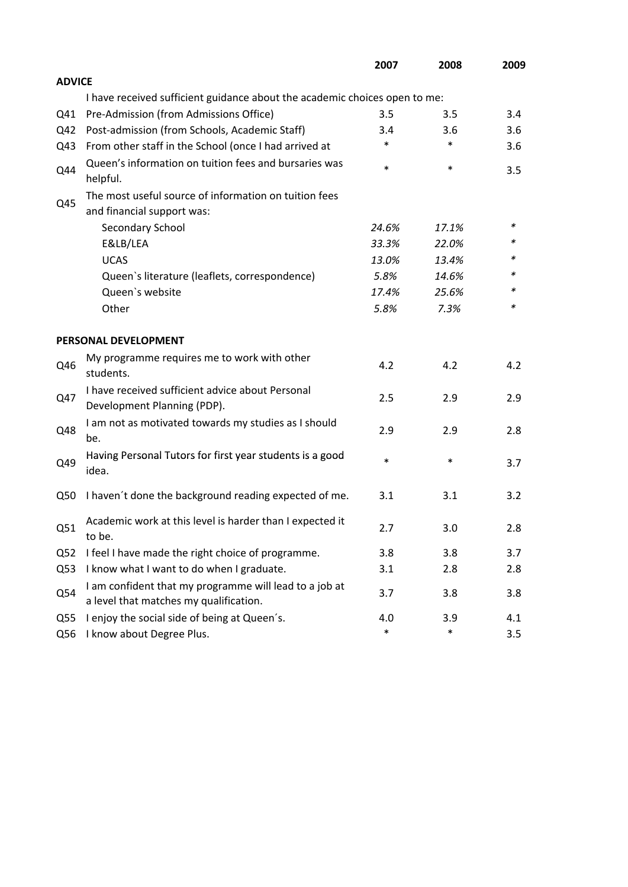| | | 2007 | 2008 | 2009 |
|---|---|---|---|---|
| **ADVICE** | | | | |
| | I have received sufficient guidance about the academic choices open to me: | | | |
| Q41 | Pre-Admission (from Admissions Office) | 3.5 | 3.5 | 3.4 |
| Q42 | Post-admission (from Schools, Academic Staff) | 3.4 | 3.6 | 3.6 |
| Q43 | From other staff in the School (once I had arrived at | * | * | 3.6 |
| Q44 | Queen's information on tuition fees and bursaries was helpful. | * | * | 3.5 |
| Q45 | The most useful source of information on tuition fees and financial support was: | | | |
| | Secondary School | *24.6%* | *17.1%* | * |
| | E&LB/LEA | *33.3%* | *22.0%* | * |
| | UCAS | *13.0%* | *13.4%* | * |
| | Queen`s literature (leaflets, correspondence) | *5.8%* | *14.6%* | * |
| | Queen`s website | *17.4%* | *25.6%* | * |
| | Other | *5.8%* | *7.3%* | * |
| **PERSONAL DEVELOPMENT** | | | | |
| Q46 | My programme requires me to work with other students. | 4.2 | 4.2 | 4.2 |
| Q47 | I have received sufficient advice about Personal Development Planning (PDP). | 2.5 | 2.9 | 2.9 |
| Q48 | I am not as motivated towards my studies as I should be. | 2.9 | 2.9 | 2.8 |
| Q49 | Having Personal Tutors for first year students is a good idea. | * | * | 3.7 |
| Q50 | I haven´t done the background reading expected of me. | 3.1 | 3.1 | 3.2 |
| Q51 | Academic work at this level is harder than I expected it to be. | 2.7 | 3.0 | 2.8 |
| Q52 | I feel I have made the right choice of programme. | 3.8 | 3.8 | 3.7 |
| Q53 | I know what I want to do when I graduate. | 3.1 | 2.8 | 2.8 |
| Q54 | I am confident that my programme will lead to a job at a level that matches my qualification. | 3.7 | 3.8 | 3.8 |
| Q55 | I enjoy the social side of being at Queen´s. | 4.0 | 3.9 | 4.1 |
| Q56 | I know about Degree Plus. | * | * | 3.5 |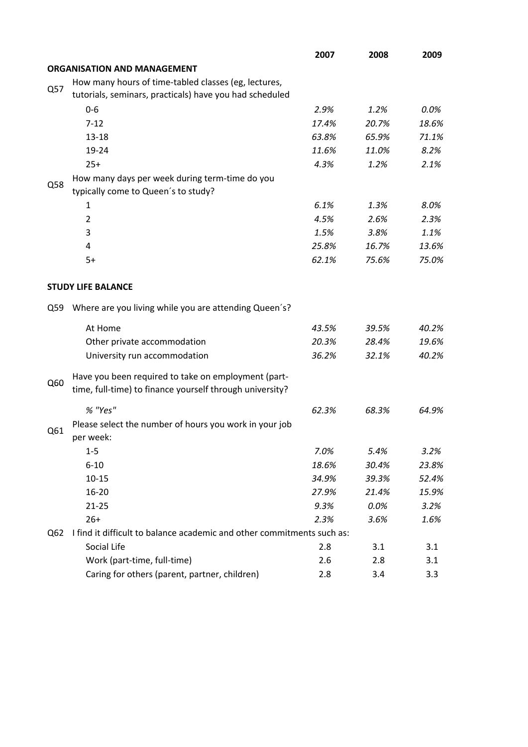| | | 2007 | 2008 | 2009 |
|---|---|---|---|---|
| | **ORGANISATION AND MANAGEMENT** | | | |
| Q57 | How many hours of time-tabled classes (eg, lectures, tutorials, seminars, practicals) have you had scheduled | | | |
| | 0-6 | *2.9%* | *1.2%* | *0.0%* |
| | 7-12 | *17.4%* | *20.7%* | *18.6%* |
| | 13-18 | *63.8%* | *65.9%* | *71.1%* |
| | 19-24 | *11.6%* | *11.0%* | *8.2%* |
| | 25+ | *4.3%* | *1.2%* | *2.1%* |
| Q58 | How many days per week during term-time do you typically come to Queen´s to study? | | | |
| | 1 | *6.1%* | *1.3%* | *8.0%* |
| | 2 | *4.5%* | *2.6%* | *2.3%* |
| | 3 | *1.5%* | *3.8%* | *1.1%* |
| | 4 | *25.8%* | *16.7%* | *13.6%* |
| | 5+ | *62.1%* | *75.6%* | *75.0%* |
| | **STUDY LIFE BALANCE** | | | |
| Q59 | Where are you living while you are attending Queen´s? | | | |
| | At Home | *43.5%* | *39.5%* | *40.2%* |
| | Other private accommodation | *20.3%* | *28.4%* | *19.6%* |
| | University run accommodation | *36.2%* | *32.1%* | *40.2%* |
| Q60 | Have you been required to take on employment (part-time, full-time) to finance yourself through university? | | | |
| | *% "Yes"* | *62.3%* | *68.3%* | *64.9%* |
| Q61 | Please select the number of hours you work in your job per week: | | | |
| | 1-5 | *7.0%* | *5.4%* | *3.2%* |
| | 6-10 | *18.6%* | *30.4%* | *23.8%* |
| | 10-15 | *34.9%* | *39.3%* | *52.4%* |
| | 16-20 | *27.9%* | *21.4%* | *15.9%* |
| | 21-25 | *9.3%* | *0.0%* | *3.2%* |
| | 26+ | *2.3%* | *3.6%* | *1.6%* |
| Q62 | I find it difficult to balance academic and other commitments such as: | | | |
| | Social Life | 2.8 | 3.1 | 3.1 |
| | Work (part-time, full-time) | 2.6 | 2.8 | 3.1 |
| | Caring for others (parent, partner, children) | 2.8 | 3.4 | 3.3 |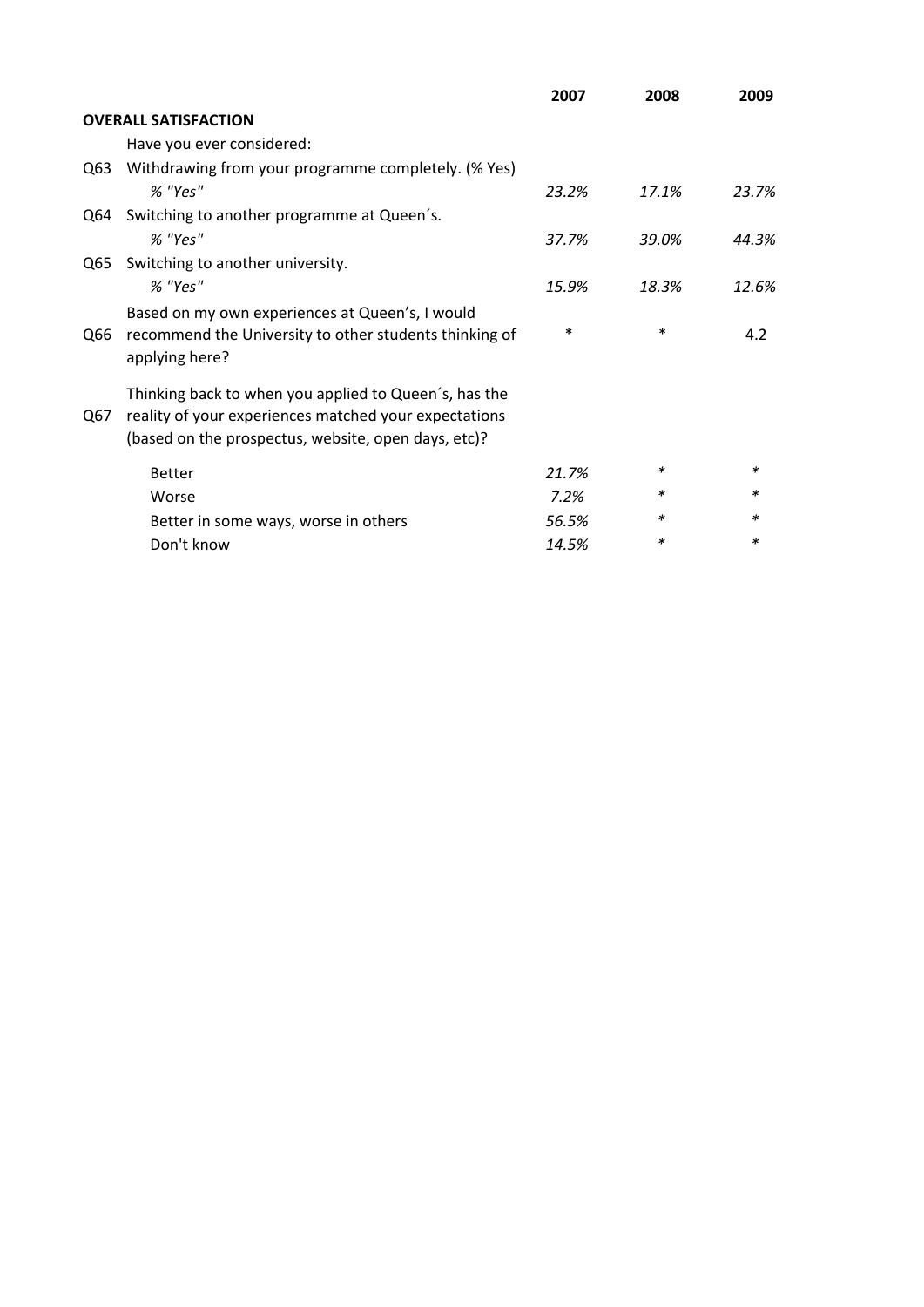| | | 2007 | 2008 | 2009 |
|---|---|---|---|---|
| **OVERALL SATISFACTION** | | | | |
| | Have you ever considered: | | | |
| Q63 | Withdrawing from your programme completely. (% Yes) | | | |
| | *% "Yes"* | *23.2%* | *17.1%* | *23.7%* |
| Q64 | Switching to another programme at Queen´s. | | | |
| | *% "Yes"* | *37.7%* | *39.0%* | *44.3%* |
| Q65 | Switching to another university. | | | |
| | *% "Yes"* | *15.9%* | *18.3%* | *12.6%* |
| Q66 | Based on my own experiences at Queen's, I would recommend the University to other students thinking of applying here? | * | * | 4.2 |
| Q67 | Thinking back to when you applied to Queen´s, has the reality of your experiences matched your expectations (based on the prospectus, website, open days, etc)? | | | |
| | Better | *21.7%* | * | * |
| | Worse | *7.2%* | * | * |
| | Better in some ways, worse in others | *56.5%* | * | * |
| | Don't know | *14.5%* | * | * |